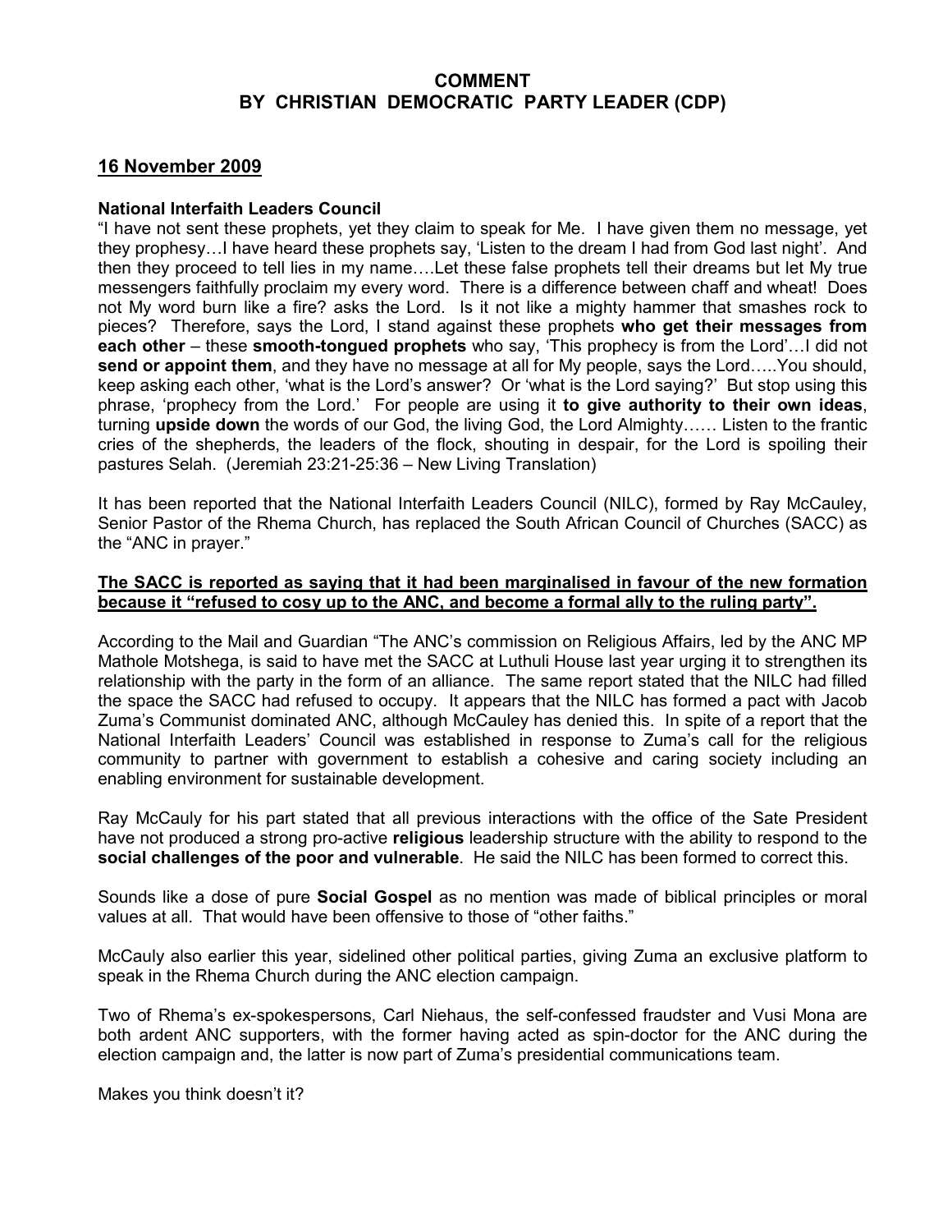# COMMENT
# BY CHRISTIAN DEMOCRATIC PARTY LEADER (CDP)

## 16 November 2009

**National Interfaith Leaders Council**

"I have not sent these prophets, yet they claim to speak for Me. I have given them no message, yet they prophesy…I have heard these prophets say, 'Listen to the dream I had from God last night'. And then they proceed to tell lies in my name….Let these false prophets tell their dreams but let My true messengers faithfully proclaim my every word. There is a difference between chaff and wheat! Does not My word burn like a fire? asks the Lord. Is it not like a mighty hammer that smashes rock to pieces? Therefore, says the Lord, I stand against these prophets **who get their messages from each other** – these **smooth-tongued prophets** who say, 'This prophecy is from the Lord'…I did not **send or appoint them**, and they have no message at all for My people, says the Lord…..You should, keep asking each other, 'what is the Lord's answer? Or 'what is the Lord saying?' But stop using this phrase, 'prophecy from the Lord.' For people are using it **to give authority to their own ideas**, turning **upside down** the words of our God, the living God, the Lord Almighty…… Listen to the frantic cries of the shepherds, the leaders of the flock, shouting in despair, for the Lord is spoiling their pastures Selah. (Jeremiah 23:21-25:36 – New Living Translation)

It has been reported that the National Interfaith Leaders Council (NILC), formed by Ray McCauley, Senior Pastor of the Rhema Church, has replaced the South African Council of Churches (SACC) as the "ANC in prayer."

**<u>The SACC is reported as saying that it had been marginalised in favour of the new formation because it "refused to cosy up to the ANC, and become a formal ally to the ruling party".</u>**

According to the Mail and Guardian "The ANC's commission on Religious Affairs, led by the ANC MP Mathole Motshega, is said to have met the SACC at Luthuli House last year urging it to strengthen its relationship with the party in the form of an alliance. The same report stated that the NILC had filled the space the SACC had refused to occupy. It appears that the NILC has formed a pact with Jacob Zuma's Communist dominated ANC, although McCauley has denied this. In spite of a report that the National Interfaith Leaders' Council was established in response to Zuma's call for the religious community to partner with government to establish a cohesive and caring society including an enabling environment for sustainable development.

Ray McCauly for his part stated that all previous interactions with the office of the Sate President have not produced a strong pro-active **religious** leadership structure with the ability to respond to the **social challenges of the poor and vulnerable**. He said the NILC has been formed to correct this.

Sounds like a dose of pure **Social Gospel** as no mention was made of biblical principles or moral values at all. That would have been offensive to those of "other faiths."

McCauly also earlier this year, sidelined other political parties, giving Zuma an exclusive platform to speak in the Rhema Church during the ANC election campaign.

Two of Rhema's ex-spokespersons, Carl Niehaus, the self-confessed fraudster and Vusi Mona are both ardent ANC supporters, with the former having acted as spin-doctor for the ANC during the election campaign and, the latter is now part of Zuma's presidential communications team.

Makes you think doesn't it?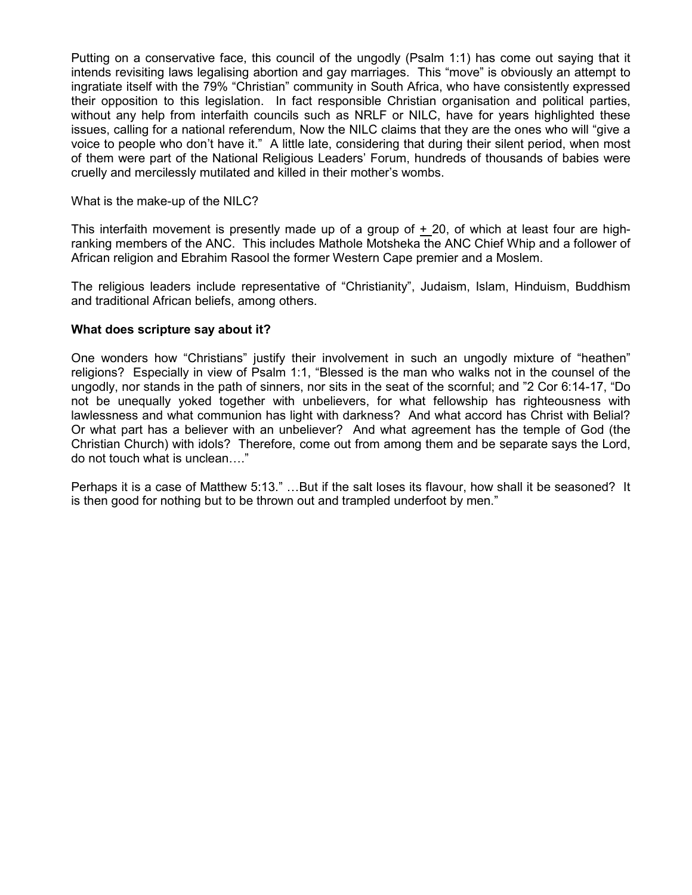Putting on a conservative face, this council of the ungodly (Psalm 1:1) has come out saying that it intends revisiting laws legalising abortion and gay marriages. This "move" is obviously an attempt to ingratiate itself with the 79% "Christian" community in South Africa, who have consistently expressed their opposition to this legislation. In fact responsible Christian organisation and political parties, without any help from interfaith councils such as NRLF or NILC, have for years highlighted these issues, calling for a national referendum, Now the NILC claims that they are the ones who will "give a voice to people who don't have it." A little late, considering that during their silent period, when most of them were part of the National Religious Leaders' Forum, hundreds of thousands of babies were cruelly and mercilessly mutilated and killed in their mother's wombs.

What is the make-up of the NILC?

This interfaith movement is presently made up of a group of ± 20, of which at least four are high-ranking members of the ANC. This includes Mathole Motsheka the ANC Chief Whip and a follower of African religion and Ebrahim Rasool the former Western Cape premier and a Moslem.

The religious leaders include representative of "Christianity", Judaism, Islam, Hinduism, Buddhism and traditional African beliefs, among others.

**What does scripture say about it?**

One wonders how "Christians" justify their involvement in such an ungodly mixture of "heathen" religions? Especially in view of Psalm 1:1, "Blessed is the man who walks not in the counsel of the ungodly, nor stands in the path of sinners, nor sits in the seat of the scornful; and "2 Cor 6:14-17, "Do not be unequally yoked together with unbelievers, for what fellowship has righteousness with lawlessness and what communion has light with darkness? And what accord has Christ with Belial? Or what part has a believer with an unbeliever? And what agreement has the temple of God (the Christian Church) with idols? Therefore, come out from among them and be separate says the Lord, do not touch what is unclean…."

Perhaps it is a case of Matthew 5:13." …But if the salt loses its flavour, how shall it be seasoned? It is then good for nothing but to be thrown out and trampled underfoot by men."